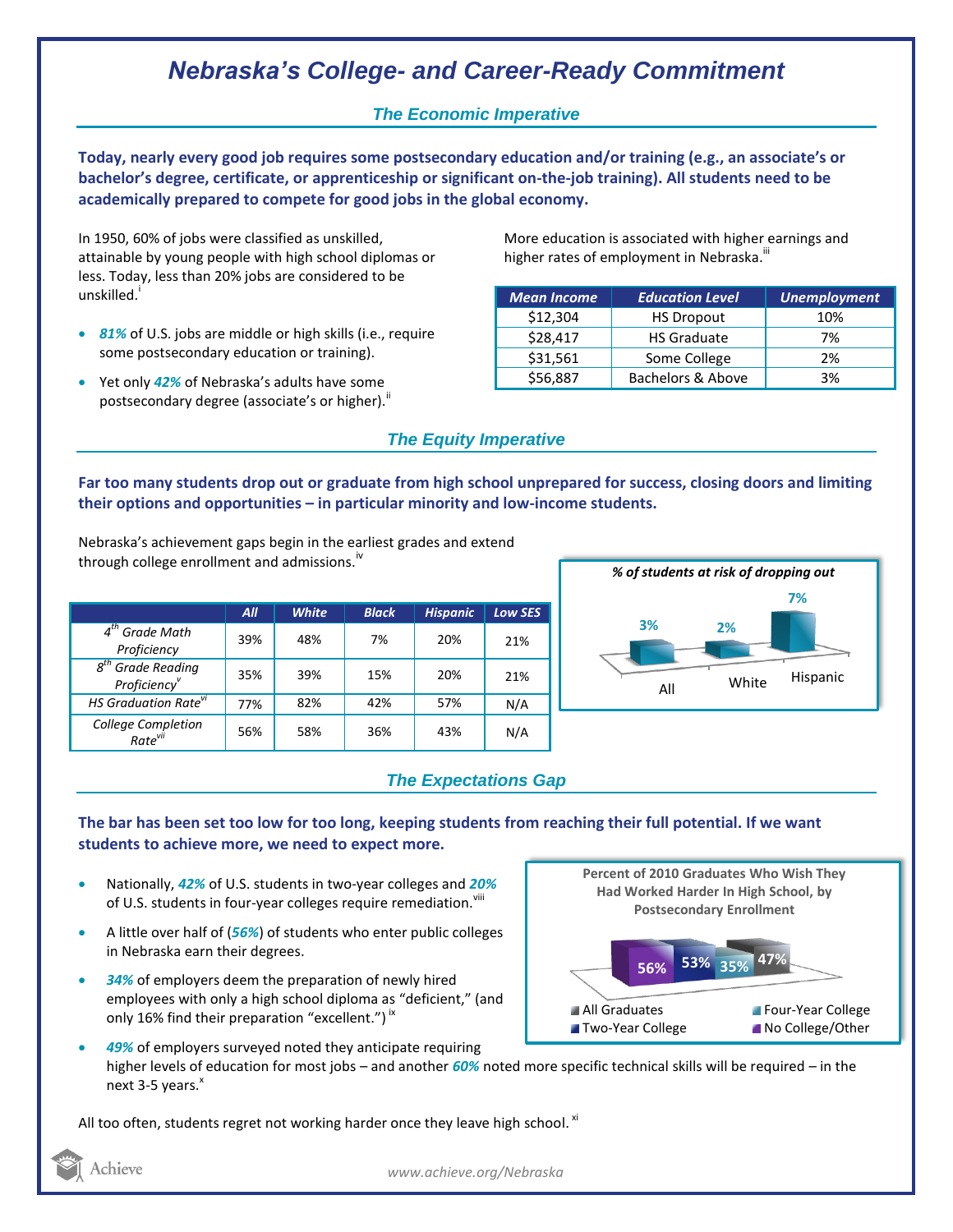# Nebraska's College- and Career-Ready Commitment

## The Economic Imperative

**Today, nearly every good job requires some postsecondary education and/or training (e.g., an associate's or bachelor's degree, certificate, or apprenticeship or significant on-the-job training). All students need to be academically prepared to compete for good jobs in the global economy.**

In 1950, 60% of jobs were classified as unskilled, attainable by young people with high school diplomas or less. Today, less than 20% jobs are considered to be unskilled.[i]

- ***81%*** of U.S. jobs are middle or high skills (i.e., require some postsecondary education or training).
- Yet only ***42%*** of Nebraska's adults have some postsecondary degree (associate's or higher).[ii]

More education is associated with higher earnings and higher rates of employment in Nebraska.[iii]

| Mean Income | Education Level | Unemployment |
|---|---|---|
| $12,304 | HS Dropout | 10% |
| $28,417 | HS Graduate | 7% |
| $31,561 | Some College | 2% |
| $56,887 | Bachelors & Above | 3% |

## The Equity Imperative

**Far too many students drop out or graduate from high school unprepared for success, closing doors and limiting their options and opportunities – in particular minority and low-income students.**

Nebraska's achievement gaps begin in the earliest grades and extend through college enrollment and admissions.[iv]

| | All | White | Black | Hispanic | Low SES |
|---|---|---|---|---|---|
| 4th Grade Math Proficiency | 39% | 48% | 7% | 20% | 21% |
| 8th Grade Reading Proficiency[v] | 35% | 39% | 15% | 20% | 21% |
| HS Graduation Rate[vi] | 77% | 82% | 42% | 57% | N/A |
| College Completion Rate[vii] | 56% | 58% | 36% | 43% | N/A |

*% of students at risk of dropping out*

| All | White | Hispanic |
|---|---|---|
| 3% | 2% | 7% |

## The Expectations Gap

**The bar has been set too low for too long, keeping students from reaching their full potential. If we want students to achieve more, we need to expect more.**

- Nationally, ***42%*** of U.S. students in two-year colleges and ***20%*** of U.S. students in four-year colleges require remediation.[viii]
- A little over half of (***56%***) of students who enter public colleges in Nebraska earn their degrees.
- ***34%*** of employers deem the preparation of newly hired employees with only a high school diploma as "deficient," (and only 16% find their preparation "excellent.")[ix]
- ***49%*** of employers surveyed noted they anticipate requiring higher levels of education for most jobs – and another ***60%*** noted more specific technical skills will be required – in the next 3-5 years.[x]

**Percent of 2010 Graduates Who Wish They Had Worked Harder In High School, by Postsecondary Enrollment**

| No College/Other | Two-Year College | Four-Year College | All Graduates |
|---|---|---|---|
| 56% | 53% | 35% | 47% |

All too often, students regret not working harder once they leave high school.[xi]

www.achieve.org/Nebraska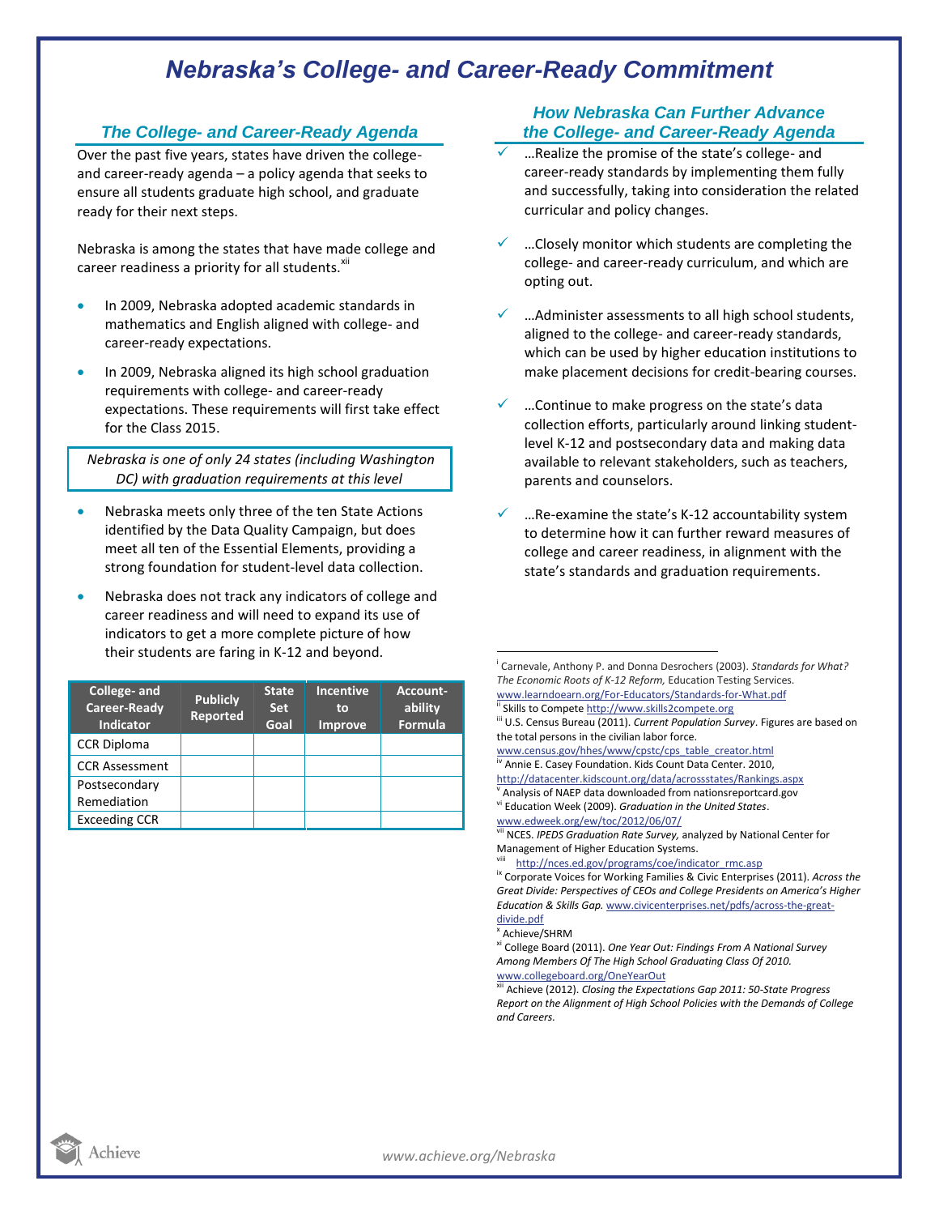# Nebraska's College- and Career-Ready Commitment

## The College- and Career-Ready Agenda

Over the past five years, states have driven the college- and career-ready agenda – a policy agenda that seeks to ensure all students graduate high school, and graduate ready for their next steps.

Nebraska is among the states that have made college and career readiness a priority for all students.[xii]

- In 2009, Nebraska adopted academic standards in mathematics and English aligned with college- and career-ready expectations.
- In 2009, Nebraska aligned its high school graduation requirements with college- and career-ready expectations. These requirements will first take effect for the Class 2015.

*Nebraska is one of only 24 states (including Washington DC) with graduation requirements at this level*

- Nebraska meets only three of the ten State Actions identified by the Data Quality Campaign, but does meet all ten of the Essential Elements, providing a strong foundation for student-level data collection.
- Nebraska does not track any indicators of college and career readiness and will need to expand its use of indicators to get a more complete picture of how their students are faring in K-12 and beyond.

| College- and Career-Ready Indicator | Publicly Reported | State Set Goal | Incentive to Improve | Account-ability Formula |
|---|---|---|---|---|
| CCR Diploma | | | | |
| CCR Assessment | | | | |
| Postsecondary Remediation | | | | |
| Exceeding CCR | | | | |

## How Nebraska Can Further Advance the College- and Career-Ready Agenda

- ✓ …Realize the promise of the state's college- and career-ready standards by implementing them fully and successfully, taking into consideration the related curricular and policy changes.
- ✓ …Closely monitor which students are completing the college- and career-ready curriculum, and which are opting out.
- ✓ …Administer assessments to all high school students, aligned to the college- and career-ready standards, which can be used by higher education institutions to make placement decisions for credit-bearing courses.
- ✓ …Continue to make progress on the state's data collection efforts, particularly around linking student-level K-12 and postsecondary data and making data available to relevant stakeholders, such as teachers, parents and counselors.
- ✓ …Re-examine the state's K-12 accountability system to determine how it can further reward measures of college and career readiness, in alignment with the state's standards and graduation requirements.

---

[i] Carnevale, Anthony P. and Donna Desrochers (2003). *Standards for What? The Economic Roots of K-12 Reform,* Education Testing Services. www.learndoearn.org/For-Educators/Standards-for-What.pdf

[ii] Skills to Compete http://www.skills2compete.org

[iii] U.S. Census Bureau (2011). *Current Population Survey*. Figures are based on the total persons in the civilian labor force. www.census.gov/hhes/www/cpstc/cps_table_creator.html

[iv] Annie E. Casey Foundation. Kids Count Data Center. 2010, http://datacenter.kidscount.org/data/acrossstates/Rankings.aspx

[v] Analysis of NAEP data downloaded from nationsreportcard.gov

[vi] Education Week (2009). *Graduation in the United States*. www.edweek.org/ew/toc/2012/06/07/

[vii] NCES. *IPEDS Graduation Rate Survey,* analyzed by National Center for Management of Higher Education Systems.

[viii] http://nces.ed.gov/programs/coe/indicator_rmc.asp

[ix] Corporate Voices for Working Families & Civic Enterprises (2011). *Across the Great Divide: Perspectives of CEOs and College Presidents on America's Higher Education & Skills Gap.* www.civicenterprises.net/pdfs/across-the-great-divide.pdf

[x] Achieve/SHRM

[xi] College Board (2011). *One Year Out: Findings From A National Survey Among Members Of The High School Graduating Class Of 2010.* www.collegeboard.org/OneYearOut

[xii] Achieve (2012). *Closing the Expectations Gap 2011: 50-State Progress Report on the Alignment of High School Policies with the Demands of College and Careers.*

Achieve

www.achieve.org/Nebraska